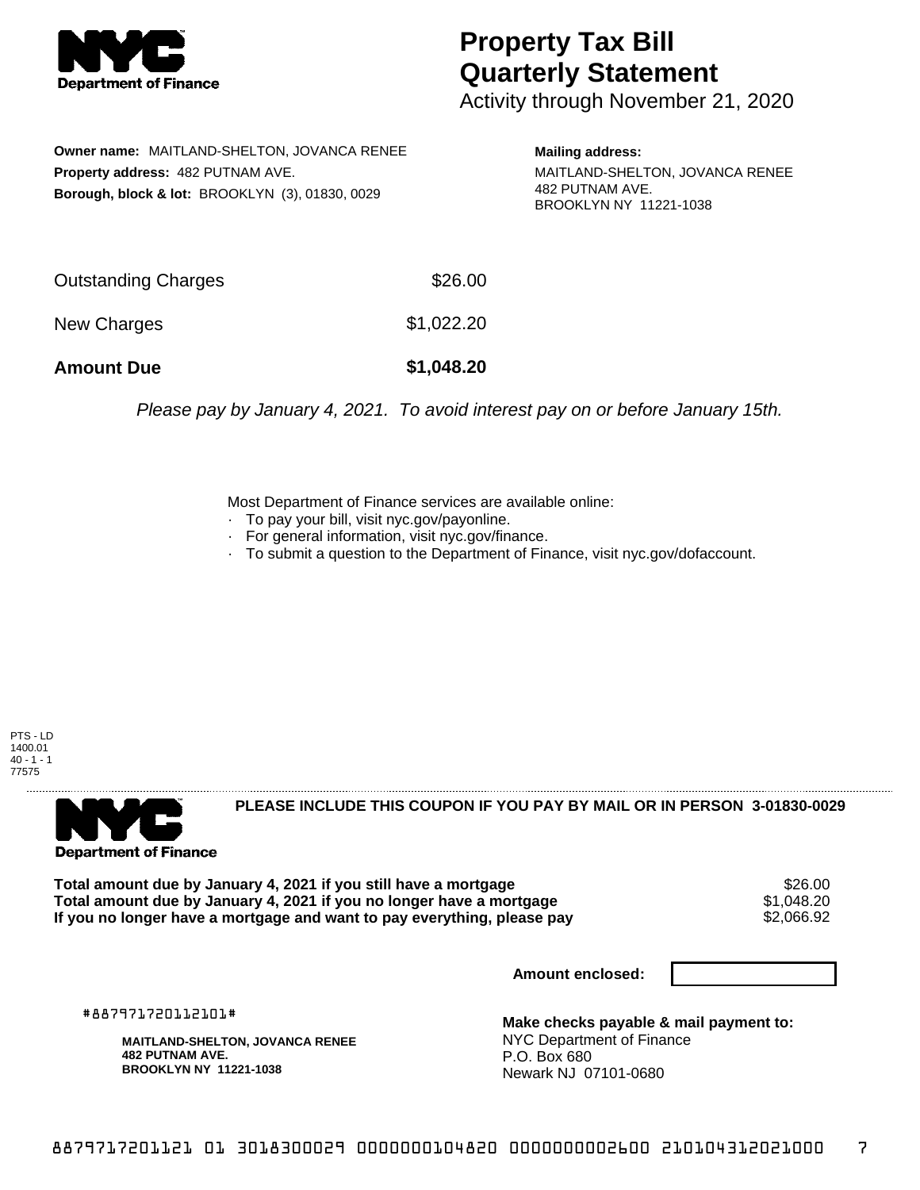**Department of Finance**

# Property Tax Bill Quarterly Statement

Activity through November 21, 2020

**Owner name:** MAITLAND-SHELTON, JOVANCA RENEE
**Property address:** 482 PUTNAM AVE.
**Borough, block & lot:** BROOKLYN (3), 01830, 0029

**Mailing address:**
MAITLAND-SHELTON, JOVANCA RENEE
482 PUTNAM AVE.
BROOKLYN NY 11221-1038

| | |
|---|---|
| Outstanding Charges | $26.00 |
| New Charges | $1,022.20 |
| **Amount Due** | **$1,048.20** |

*Please pay by January 4, 2021. To avoid interest pay on or before January 15th.*

Most Department of Finance services are available online:
- To pay your bill, visit nyc.gov/payonline.
- For general information, visit nyc.gov/finance.
- To submit a question to the Department of Finance, visit nyc.gov/dofaccount.

PTS - LD
1400.01
40 - 1 - 1
77575

---

**Department of Finance**

**PLEASE INCLUDE THIS COUPON IF YOU PAY BY MAIL OR IN PERSON 3-01830-0029**

| | |
|---|---|
| **Total amount due by January 4, 2021 if you still have a mortgage** | $26.00 |
| **Total amount due by January 4, 2021 if you no longer have a mortgage** | $1,048.20 |
| **If you no longer have a mortgage and want to pay everything, please pay** | $2,066.92 |

**Amount enclosed:**

#887971720112101#

**MAITLAND-SHELTON, JOVANCA RENEE**
**482 PUTNAM AVE.**
**BROOKLYN NY 11221-1038**

**Make checks payable & mail payment to:**
NYC Department of Finance
P.O. Box 680
Newark NJ 07101-0680

8879717201121 01 3018300029 0000000104820 0000000002600 210104312021000 7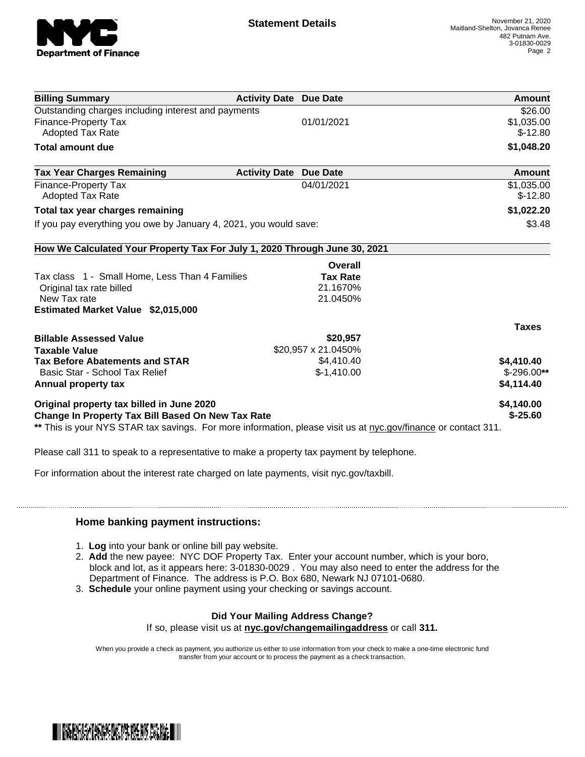**Statement Details**

November 21, 2020
Maitland-Shelton, Jovanca Renee
482 Putnam Ave.
3-01830-0029

| Billing Summary | Activity Date | Due Date | Amount |
|---|---|---|---|
| Outstanding charges including interest and payments | | | $26.00 |
| Finance-Property Tax | | 01/01/2021 | $1,035.00 |
| Adopted Tax Rate | | | $-12.80 |
| **Total amount due** | | | **$1,048.20** |

| Tax Year Charges Remaining | Activity Date | Due Date | Amount |
|---|---|---|---|
| Finance-Property Tax | | 04/01/2021 | $1,035.00 |
| Adopted Tax Rate | | | $-12.80 |
| **Total tax year charges remaining** | | | **$1,022.20** |
| If you pay everything you owe by January 4, 2021, you would save: | | | $3.48 |

**How We Calculated Your Property Tax For July 1, 2020 Through June 30, 2021**

| | Overall Tax Rate | |
|---|---|---|
| Tax class 1 - Small Home, Less Than 4 Families | | |
| Original tax rate billed | 21.1670% | |
| New Tax rate | 21.0450% | |
| **Estimated Market Value $2,015,000** | | |
| | | **Taxes** |
| **Billable Assessed Value** | **$20,957** | |
| **Taxable Value** | $20,957 x 21.0450% | |
| **Tax Before Abatements and STAR** | $4,410.40 | **$4,410.40** |
| Basic Star - School Tax Relief | $-1,410.00 | $-296.00** |
| **Annual property tax** | | **$4,114.40** |
| **Original property tax billed in June 2020** | | **$4,140.00** |
| **Change In Property Tax Bill Based On New Tax Rate** | | **$-25.60** |

** This is your NYS STAR tax savings. For more information, please visit us at nyc.gov/finance or contact 311.

Please call 311 to speak to a representative to make a property tax payment by telephone.

For information about the interest rate charged on late payments, visit nyc.gov/taxbill.

### Home banking payment instructions:

1. **Log** into your bank or online bill pay website.
2. **Add** the new payee: NYC DOF Property Tax. Enter your account number, which is your boro, block and lot, as it appears here: 3-01830-0029 . You may also need to enter the address for the Department of Finance. The address is P.O. Box 680, Newark NJ 07101-0680.
3. **Schedule** your online payment using your checking or savings account.

**Did Your Mailing Address Change?**
If so, please visit us at **nyc.gov/changemailingaddress** or call **311.**

When you provide a check as payment, you authorize us either to use information from your check to make a one-time electronic fund transfer from your account or to process the payment as a check transaction.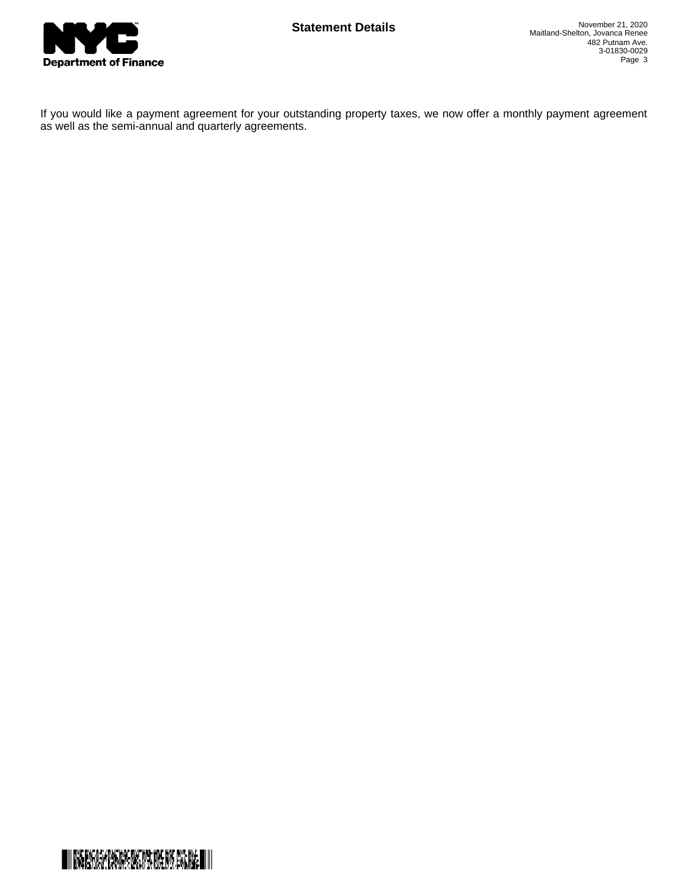If you would like a payment agreement for your outstanding property taxes, we now offer a monthly payment agreement as well as the semi-annual and quarterly agreements.